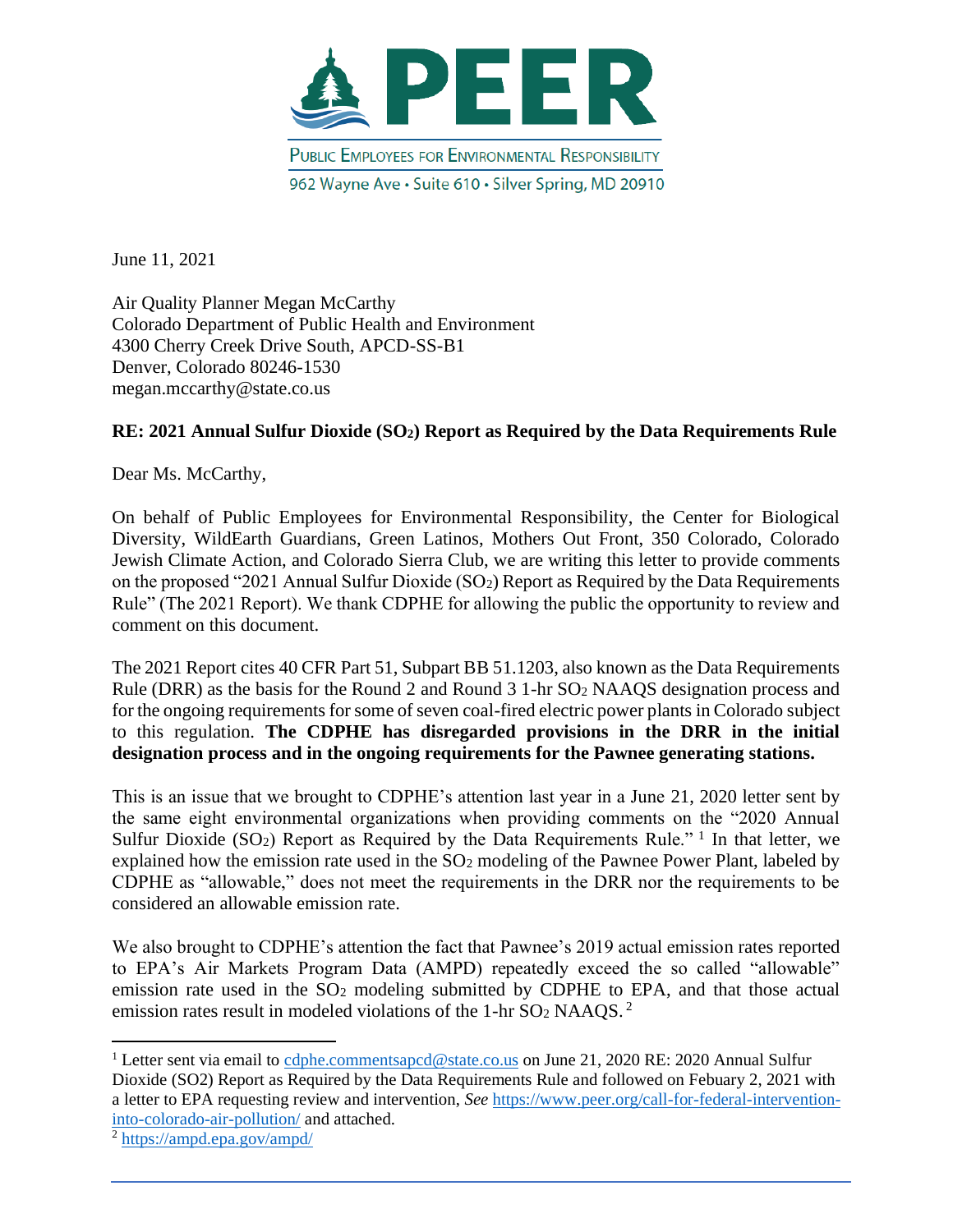# PEER

PUBLIC EMPLOYEES FOR ENVIRONMENTAL RESPONSIBILITY

962 Wayne Ave • Suite 610 • Silver Spring, MD 20910

June 11, 2021

Air Quality Planner Megan McCarthy
Colorado Department of Public Health and Environment
4300 Cherry Creek Drive South, APCD-SS-B1
Denver, Colorado 80246-1530
megan.mccarthy@state.co.us

**RE: 2021 Annual Sulfur Dioxide ($SO_2$) Report as Required by the Data Requirements Rule**

Dear Ms. McCarthy,

On behalf of Public Employees for Environmental Responsibility, the Center for Biological Diversity, WildEarth Guardians, Green Latinos, Mothers Out Front, 350 Colorado, Colorado Jewish Climate Action, and Colorado Sierra Club, we are writing this letter to provide comments on the proposed "2021 Annual Sulfur Dioxide ($SO_2$) Report as Required by the Data Requirements Rule" (The 2021 Report). We thank CDPHE for allowing the public the opportunity to review and comment on this document.

The 2021 Report cites 40 CFR Part 51, Subpart BB 51.1203, also known as the Data Requirements Rule (DRR) as the basis for the Round 2 and Round 3 1-hr $SO_2$ NAAQS designation process and for the ongoing requirements for some of seven coal-fired electric power plants in Colorado subject to this regulation. **The CDPHE has disregarded provisions in the DRR in the initial designation process and in the ongoing requirements for the Pawnee generating stations.**

This is an issue that we brought to CDPHE's attention last year in a June 21, 2020 letter sent by the same eight environmental organizations when providing comments on the "2020 Annual Sulfur Dioxide ($SO_2$) Report as Required by the Data Requirements Rule." [1] In that letter, we explained how the emission rate used in the $SO_2$ modeling of the Pawnee Power Plant, labeled by CDPHE as "allowable," does not meet the requirements in the DRR nor the requirements to be considered an allowable emission rate.

We also brought to CDPHE's attention the fact that Pawnee's 2019 actual emission rates reported to EPA's Air Markets Program Data (AMPD) repeatedly exceed the so called "allowable" emission rate used in the $SO_2$ modeling submitted by CDPHE to EPA, and that those actual emission rates result in modeled violations of the 1-hr $SO_2$ NAAQS. [2]

---

[1] Letter sent via email to cdphe.commentsapcd@state.co.us on June 21, 2020 RE: 2020 Annual Sulfur Dioxide (SO2) Report as Required by the Data Requirements Rule and followed on Febuary 2, 2021 with a letter to EPA requesting review and intervention, *See* https://www.peer.org/call-for-federal-intervention-into-colorado-air-pollution/ and attached.

[2] https://ampd.epa.gov/ampd/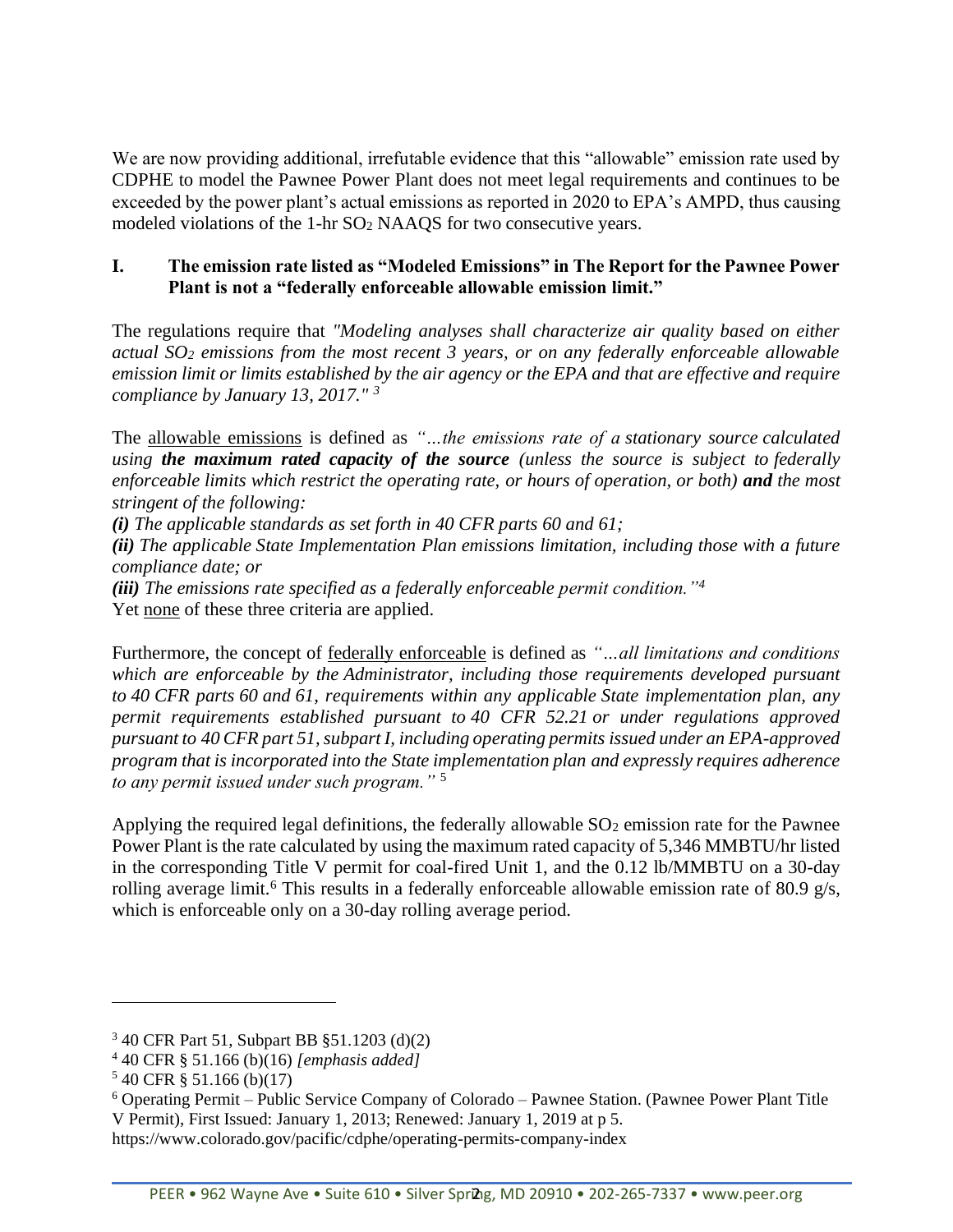We are now providing additional, irrefutable evidence that this "allowable" emission rate used by CDPHE to model the Pawnee Power Plant does not meet legal requirements and continues to be exceeded by the power plant's actual emissions as reported in 2020 to EPA's AMPD, thus causing modeled violations of the 1-hr $SO_2$ NAAQS for two consecutive years.

## I. The emission rate listed as "Modeled Emissions" in The Report for the Pawnee Power Plant is not a "federally enforceable allowable emission limit."

The regulations require that *"Modeling analyses shall characterize air quality based on either actual $SO_2$ emissions from the most recent 3 years, or on any federally enforceable allowable emission limit or limits established by the air agency or the EPA and that are effective and require compliance by January 13, 2017."* [3]

The allowable emissions is defined as *"…the emissions rate of a stationary source calculated using **the maximum rated capacity of the source** (unless the source is subject to federally enforceable limits which restrict the operating rate, or hours of operation, or both) **and** the most stringent of the following:*

***(i)*** *The applicable standards as set forth in 40 CFR parts 60 and 61;*

***(ii)*** *The applicable State Implementation Plan emissions limitation, including those with a future compliance date; or*

***(iii)*** *The emissions rate specified as a federally enforceable permit condition."* [4]

Yet none of these three criteria are applied.

Furthermore, the concept of federally enforceable is defined as *"…all limitations and conditions which are enforceable by the Administrator, including those requirements developed pursuant to 40 CFR parts 60 and 61, requirements within any applicable State implementation plan, any permit requirements established pursuant to 40 CFR 52.21 or under regulations approved pursuant to 40 CFR part 51, subpart I, including operating permits issued under an EPA-approved program that is incorporated into the State implementation plan and expressly requires adherence to any permit issued under such program."* [5]

Applying the required legal definitions, the federally allowable $SO_2$ emission rate for the Pawnee Power Plant is the rate calculated by using the maximum rated capacity of 5,346 MMBTU/hr listed in the corresponding Title V permit for coal-fired Unit 1, and the 0.12 lb/MMBTU on a 30-day rolling average limit.[6] This results in a federally enforceable allowable emission rate of 80.9 g/s, which is enforceable only on a 30-day rolling average period.

---

[3] 40 CFR Part 51, Subpart BB §51.1203 (d)(2)

[4] 40 CFR § 51.166 (b)(16) *[emphasis added]*

[5] 40 CFR § 51.166 (b)(17)

[6] Operating Permit – Public Service Company of Colorado – Pawnee Station. (Pawnee Power Plant Title V Permit), First Issued: January 1, 2013; Renewed: January 1, 2019 at p 5. https://www.colorado.gov/pacific/cdphe/operating-permits-company-index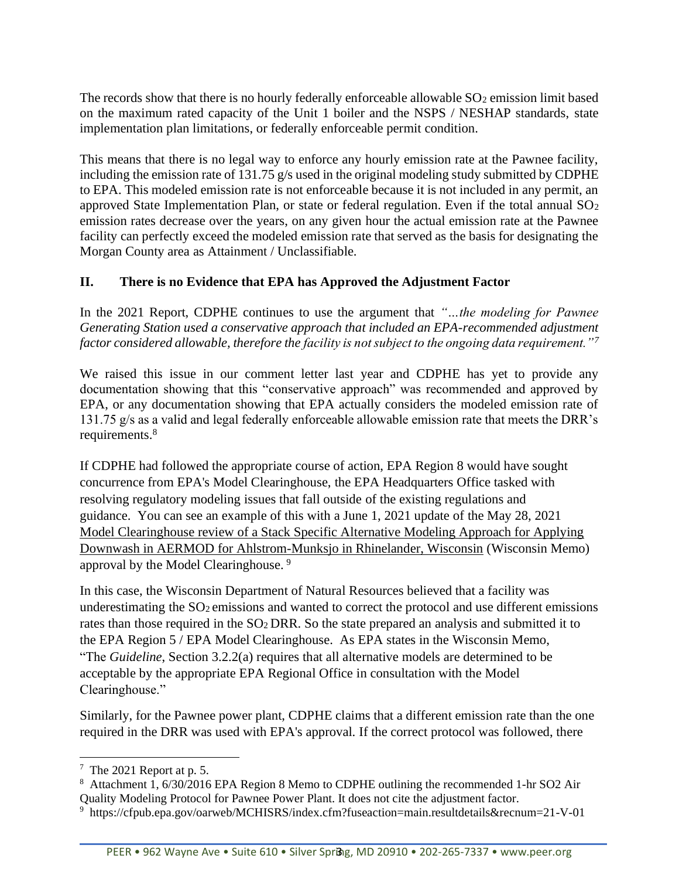The records show that there is no hourly federally enforceable allowable $SO_2$ emission limit based on the maximum rated capacity of the Unit 1 boiler and the NSPS / NESHAP standards, state implementation plan limitations, or federally enforceable permit condition.

This means that there is no legal way to enforce any hourly emission rate at the Pawnee facility, including the emission rate of 131.75 g/s used in the original modeling study submitted by CDPHE to EPA. This modeled emission rate is not enforceable because it is not included in any permit, an approved State Implementation Plan, or state or federal regulation. Even if the total annual $SO_2$ emission rates decrease over the years, on any given hour the actual emission rate at the Pawnee facility can perfectly exceed the modeled emission rate that served as the basis for designating the Morgan County area as Attainment / Unclassifiable.

## II. There is no Evidence that EPA has Approved the Adjustment Factor

In the 2021 Report, CDPHE continues to use the argument that *"…the modeling for Pawnee Generating Station used a conservative approach that included an EPA-recommended adjustment factor considered allowable, therefore the facility is not subject to the ongoing data requirement."*[7]

We raised this issue in our comment letter last year and CDPHE has yet to provide any documentation showing that this "conservative approach" was recommended and approved by EPA, or any documentation showing that EPA actually considers the modeled emission rate of 131.75 g/s as a valid and legal federally enforceable allowable emission rate that meets the DRR's requirements.[8]

If CDPHE had followed the appropriate course of action, EPA Region 8 would have sought concurrence from EPA's Model Clearinghouse, the EPA Headquarters Office tasked with resolving regulatory modeling issues that fall outside of the existing regulations and guidance. You can see an example of this with a June 1, 2021 update of the May 28, 2021 Model Clearinghouse review of a Stack Specific Alternative Modeling Approach for Applying Downwash in AERMOD for Ahlstrom-Munksjo in Rhinelander, Wisconsin (Wisconsin Memo) approval by the Model Clearinghouse.[9]

In this case, the Wisconsin Department of Natural Resources believed that a facility was underestimating the $SO_2$ emissions and wanted to correct the protocol and use different emissions rates than those required in the $SO_2$ DRR. So the state prepared an analysis and submitted it to the EPA Region 5 / EPA Model Clearinghouse. As EPA states in the Wisconsin Memo, "The *Guideline*, Section 3.2.2(a) requires that all alternative models are determined to be acceptable by the appropriate EPA Regional Office in consultation with the Model Clearinghouse."

Similarly, for the Pawnee power plant, CDPHE claims that a different emission rate than the one required in the DRR was used with EPA's approval. If the correct protocol was followed, there

---

[7] The 2021 Report at p. 5.

[8] Attachment 1, 6/30/2016 EPA Region 8 Memo to CDPHE outlining the recommended 1-hr SO2 Air Quality Modeling Protocol for Pawnee Power Plant. It does not cite the adjustment factor.

[9] https://cfpub.epa.gov/oarweb/MCHISRS/index.cfm?fuseaction=main.resultdetails&recnum=21-V-01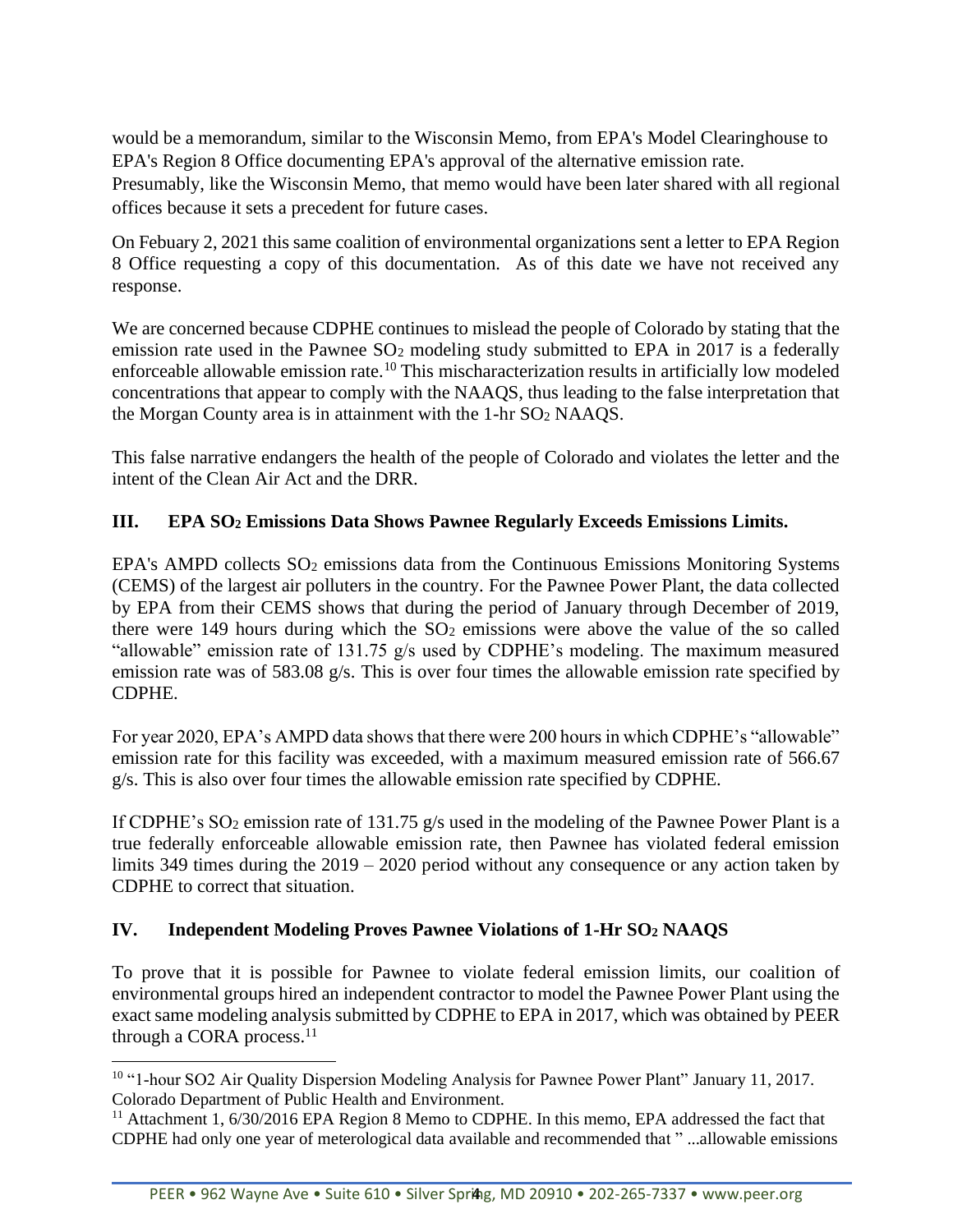would be a memorandum, similar to the Wisconsin Memo, from EPA's Model Clearinghouse to EPA's Region 8 Office documenting EPA's approval of the alternative emission rate. Presumably, like the Wisconsin Memo, that memo would have been later shared with all regional offices because it sets a precedent for future cases.

On Febuary 2, 2021 this same coalition of environmental organizations sent a letter to EPA Region 8 Office requesting a copy of this documentation. As of this date we have not received any response.

We are concerned because CDPHE continues to mislead the people of Colorado by stating that the emission rate used in the Pawnee $SO_2$ modeling study submitted to EPA in 2017 is a federally enforceable allowable emission rate.[10] This mischaracterization results in artificially low modeled concentrations that appear to comply with the NAAQS, thus leading to the false interpretation that the Morgan County area is in attainment with the 1-hr $SO_2$ NAAQS.

This false narrative endangers the health of the people of Colorado and violates the letter and the intent of the Clean Air Act and the DRR.

## III. EPA $SO_2$ Emissions Data Shows Pawnee Regularly Exceeds Emissions Limits.

EPA's AMPD collects $SO_2$ emissions data from the Continuous Emissions Monitoring Systems (CEMS) of the largest air polluters in the country. For the Pawnee Power Plant, the data collected by EPA from their CEMS shows that during the period of January through December of 2019, there were 149 hours during which the $SO_2$ emissions were above the value of the so called "allowable" emission rate of 131.75 g/s used by CDPHE's modeling. The maximum measured emission rate was of 583.08 g/s. This is over four times the allowable emission rate specified by CDPHE.

For year 2020, EPA's AMPD data shows that there were 200 hours in which CDPHE's "allowable" emission rate for this facility was exceeded, with a maximum measured emission rate of 566.67 g/s. This is also over four times the allowable emission rate specified by CDPHE.

If CDPHE's $SO_2$ emission rate of 131.75 g/s used in the modeling of the Pawnee Power Plant is a true federally enforceable allowable emission rate, then Pawnee has violated federal emission limits 349 times during the 2019 – 2020 period without any consequence or any action taken by CDPHE to correct that situation.

## IV. Independent Modeling Proves Pawnee Violations of 1-Hr $SO_2$ NAAQS

To prove that it is possible for Pawnee to violate federal emission limits, our coalition of environmental groups hired an independent contractor to model the Pawnee Power Plant using the exact same modeling analysis submitted by CDPHE to EPA in 2017, which was obtained by PEER through a CORA process.[11]

---

[10] "1-hour SO2 Air Quality Dispersion Modeling Analysis for Pawnee Power Plant" January 11, 2017. Colorado Department of Public Health and Environment.

[11] Attachment 1, 6/30/2016 EPA Region 8 Memo to CDPHE. In this memo, EPA addressed the fact that CDPHE had only one year of meterological data available and recommended that " ...allowable emissions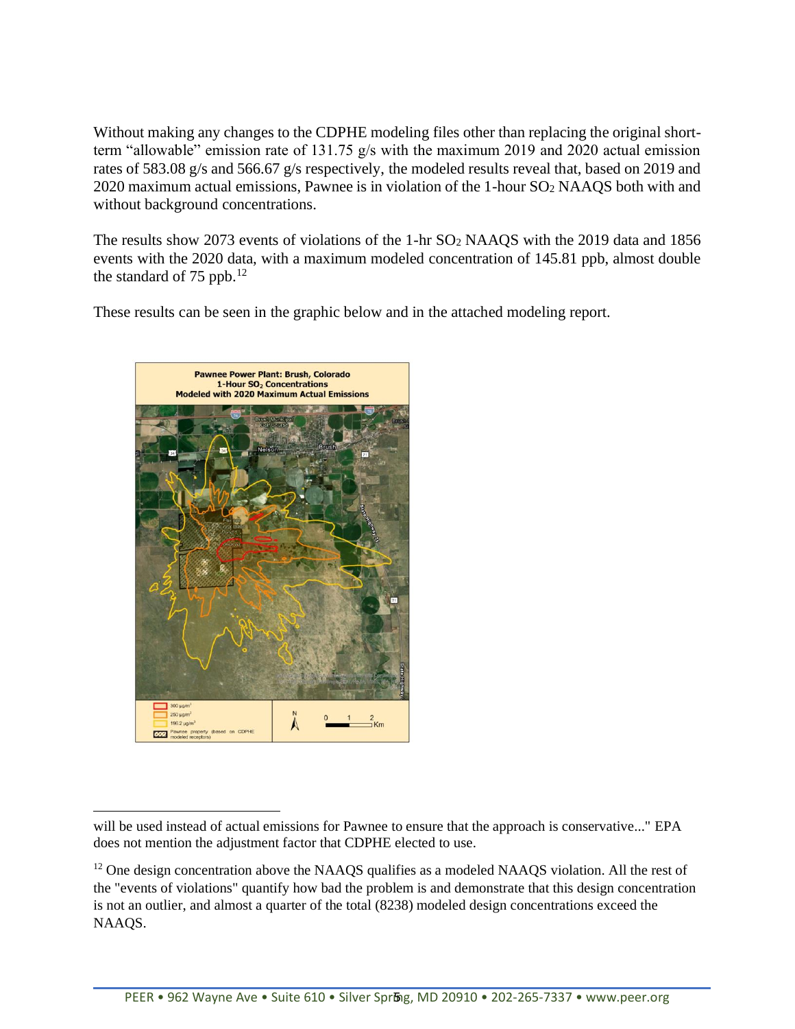Without making any changes to the CDPHE modeling files other than replacing the original short-term "allowable" emission rate of 131.75 g/s with the maximum 2019 and 2020 actual emission rates of 583.08 g/s and 566.67 g/s respectively, the modeled results reveal that, based on 2019 and 2020 maximum actual emissions, Pawnee is in violation of the 1-hour $SO_2$ NAAQS both with and without background concentrations.

The results show 2073 events of violations of the 1-hr $SO_2$ NAAQS with the 2019 data and 1856 events with the 2020 data, with a maximum modeled concentration of 145.81 ppb, almost double the standard of 75 ppb.[12]

These results can be seen in the graphic below and in the attached modeling report.

---

will be used instead of actual emissions for Pawnee to ensure that the approach is conservative..." EPA does not mention the adjustment factor that CDPHE elected to use.

[12] One design concentration above the NAAQS qualifies as a modeled NAAQS violation. All the rest of the "events of violations" quantify how bad the problem is and demonstrate that this design concentration is not an outlier, and almost a quarter of the total (8238) modeled design concentrations exceed the NAAQS.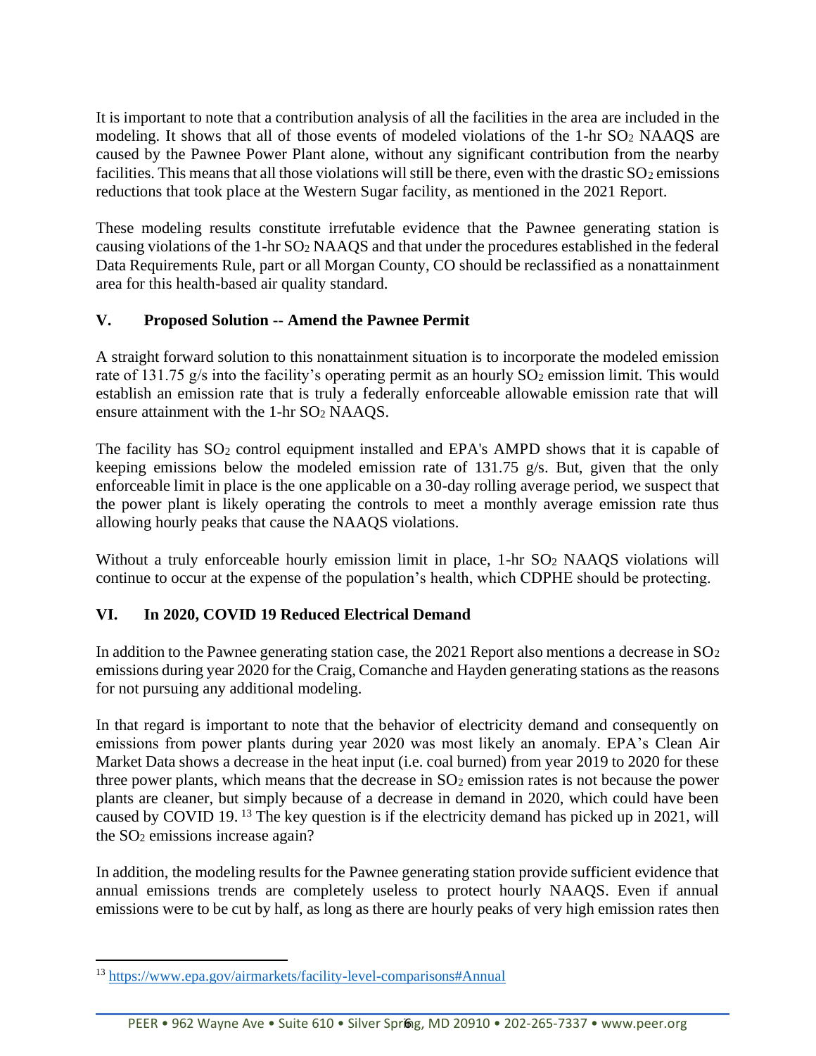It is important to note that a contribution analysis of all the facilities in the area are included in the modeling. It shows that all of those events of modeled violations of the 1-hr $SO_2$ NAAQS are caused by the Pawnee Power Plant alone, without any significant contribution from the nearby facilities. This means that all those violations will still be there, even with the drastic $SO_2$ emissions reductions that took place at the Western Sugar facility, as mentioned in the 2021 Report.

These modeling results constitute irrefutable evidence that the Pawnee generating station is causing violations of the 1-hr $SO_2$ NAAQS and that under the procedures established in the federal Data Requirements Rule, part or all Morgan County, CO should be reclassified as a nonattainment area for this health-based air quality standard.

## V. Proposed Solution -- Amend the Pawnee Permit

A straight forward solution to this nonattainment situation is to incorporate the modeled emission rate of 131.75 g/s into the facility's operating permit as an hourly $SO_2$ emission limit. This would establish an emission rate that is truly a federally enforceable allowable emission rate that will ensure attainment with the 1-hr $SO_2$ NAAQS.

The facility has $SO_2$ control equipment installed and EPA's AMPD shows that it is capable of keeping emissions below the modeled emission rate of 131.75 g/s. But, given that the only enforceable limit in place is the one applicable on a 30-day rolling average period, we suspect that the power plant is likely operating the controls to meet a monthly average emission rate thus allowing hourly peaks that cause the NAAQS violations.

Without a truly enforceable hourly emission limit in place, 1-hr $SO_2$ NAAQS violations will continue to occur at the expense of the population's health, which CDPHE should be protecting.

## VI. In 2020, COVID 19 Reduced Electrical Demand

In addition to the Pawnee generating station case, the 2021 Report also mentions a decrease in $SO_2$ emissions during year 2020 for the Craig, Comanche and Hayden generating stations as the reasons for not pursuing any additional modeling.

In that regard is important to note that the behavior of electricity demand and consequently on emissions from power plants during year 2020 was most likely an anomaly. EPA's Clean Air Market Data shows a decrease in the heat input (i.e. coal burned) from year 2019 to 2020 for these three power plants, which means that the decrease in $SO_2$ emission rates is not because the power plants are cleaner, but simply because of a decrease in demand in 2020, which could have been caused by COVID 19. [13] The key question is if the electricity demand has picked up in 2021, will the $SO_2$ emissions increase again?

In addition, the modeling results for the Pawnee generating station provide sufficient evidence that annual emissions trends are completely useless to protect hourly NAAQS. Even if annual emissions were to be cut by half, as long as there are hourly peaks of very high emission rates then

---

[13] https://www.epa.gov/airmarkets/facility-level-comparisons#Annual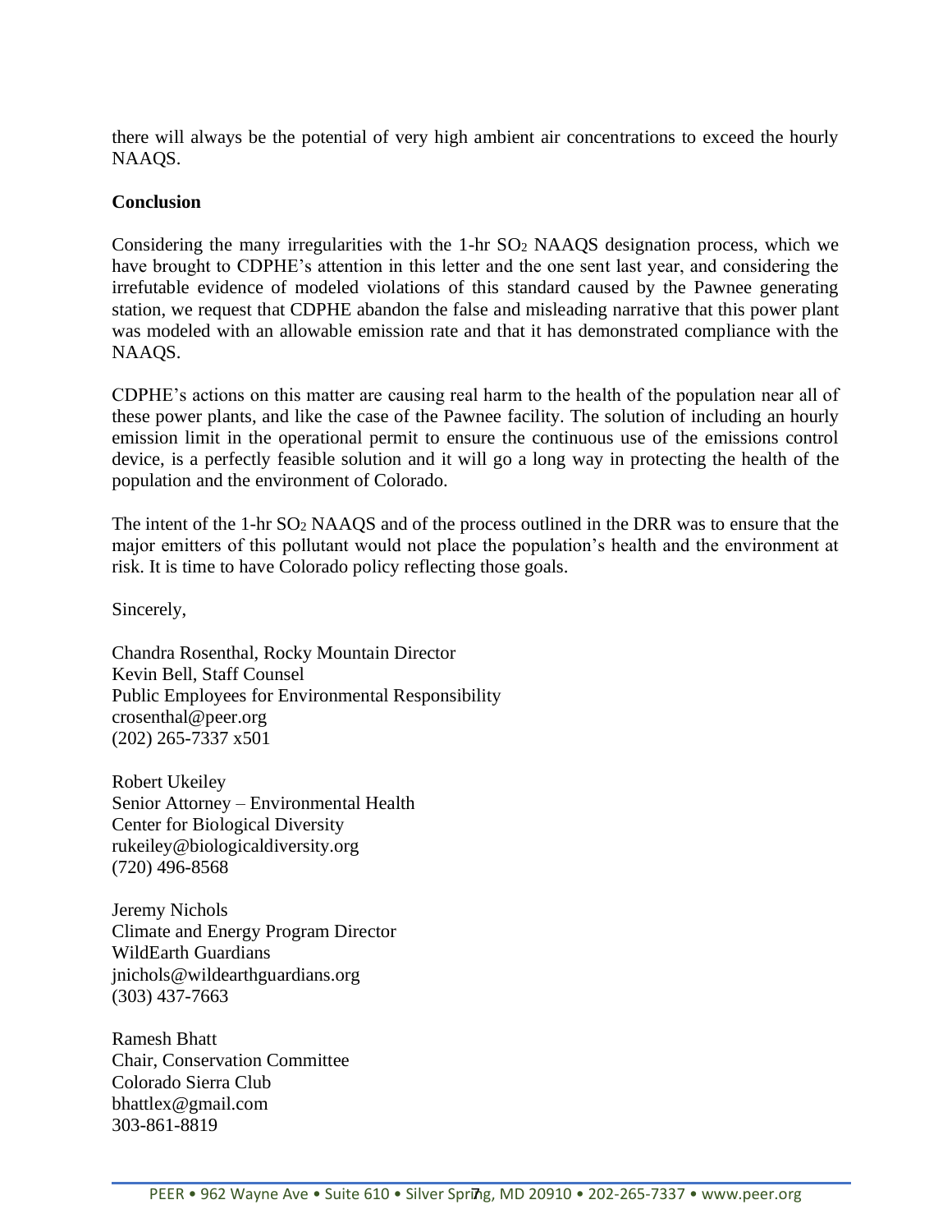there will always be the potential of very high ambient air concentrations to exceed the hourly NAAQS.

**Conclusion**

Considering the many irregularities with the 1-hr $SO_2$ NAAQS designation process, which we have brought to CDPHE's attention in this letter and the one sent last year, and considering the irrefutable evidence of modeled violations of this standard caused by the Pawnee generating station, we request that CDPHE abandon the false and misleading narrative that this power plant was modeled with an allowable emission rate and that it has demonstrated compliance with the NAAQS.

CDPHE's actions on this matter are causing real harm to the health of the population near all of these power plants, and like the case of the Pawnee facility. The solution of including an hourly emission limit in the operational permit to ensure the continuous use of the emissions control device, is a perfectly feasible solution and it will go a long way in protecting the health of the population and the environment of Colorado.

The intent of the 1-hr $SO_2$ NAAQS and of the process outlined in the DRR was to ensure that the major emitters of this pollutant would not place the population's health and the environment at risk. It is time to have Colorado policy reflecting those goals.

Sincerely,

Chandra Rosenthal, Rocky Mountain Director
Kevin Bell, Staff Counsel
Public Employees for Environmental Responsibility
crosenthal@peer.org
(202) 265-7337 x501

Robert Ukeiley
Senior Attorney – Environmental Health
Center for Biological Diversity
rukeiley@biologicaldiversity.org
(720) 496-8568

Jeremy Nichols
Climate and Energy Program Director
WildEarth Guardians
jnichols@wildearthguardians.org
(303) 437-7663

Ramesh Bhatt
Chair, Conservation Committee
Colorado Sierra Club
bhattlex@gmail.com
303-861-8819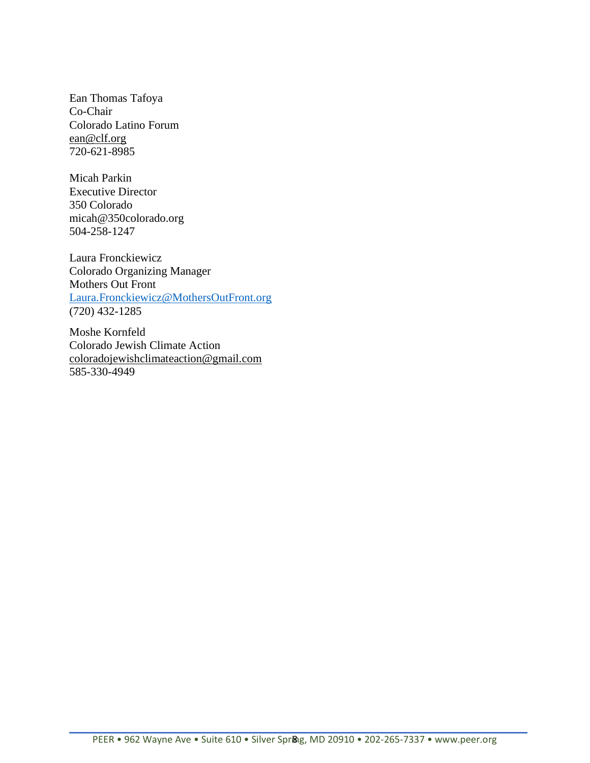Ean Thomas Tafoya  
Co-Chair  
Colorado Latino Forum  
ean@clf.org  
720-621-8985

Micah Parkin  
Executive Director  
350 Colorado  
micah@350colorado.org  
504-258-1247

Laura Fronckiewicz  
Colorado Organizing Manager  
Mothers Out Front  
Laura.Fronckiewicz@MothersOutFront.org  
(720) 432-1285

Moshe Kornfeld  
Colorado Jewish Climate Action  
coloradojewishclimateaction@gmail.com  
585-330-4949